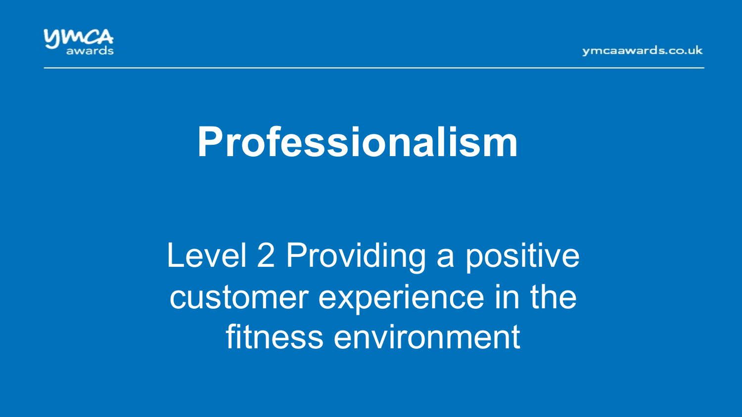# Professionalism

Level 2 Providing a positive customer experience in the fitness environment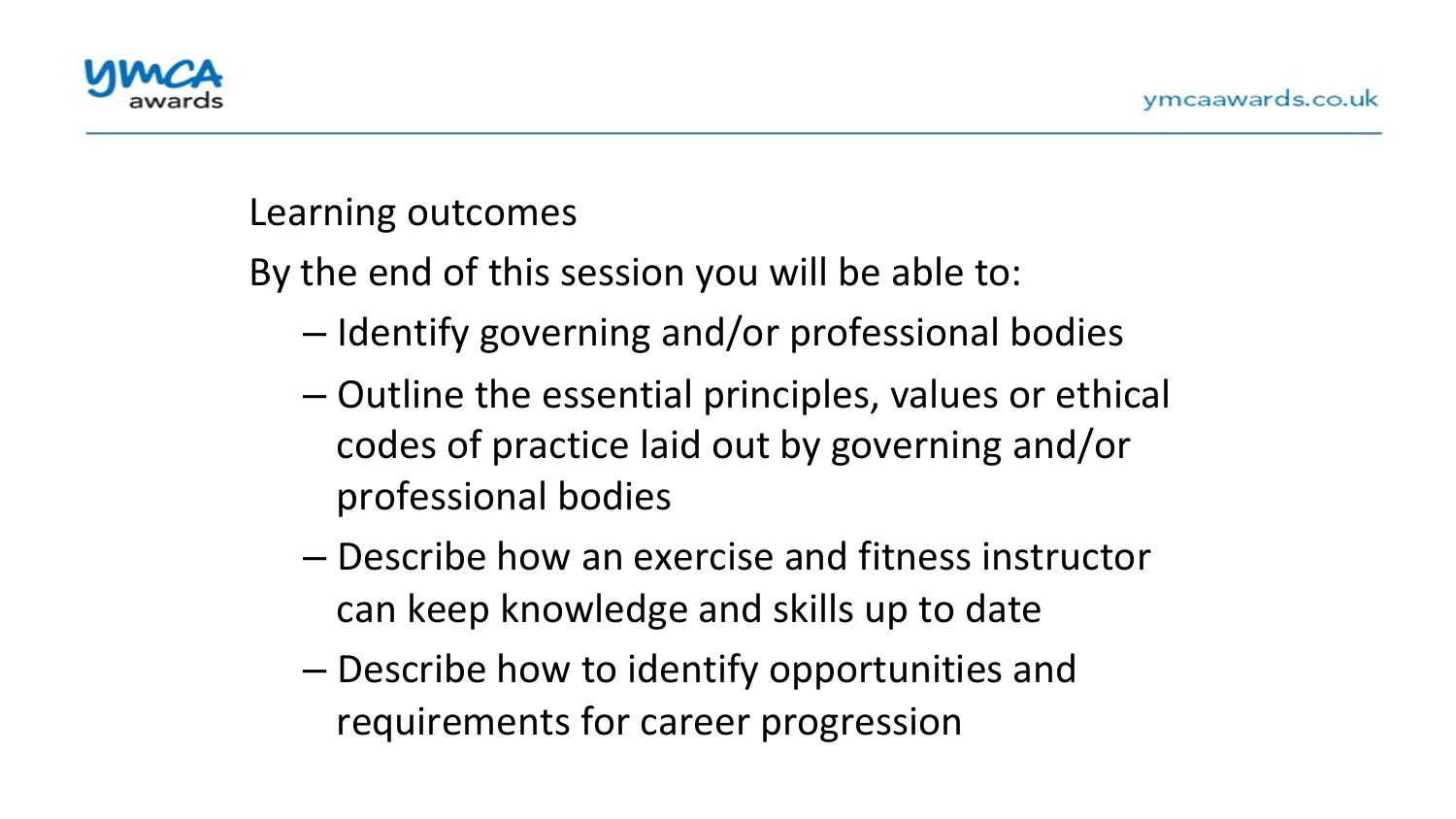## Learning outcomes

By the end of this session you will be able to:

- Identify governing and/or professional bodies
- Outline the essential principles, values or ethical codes of practice laid out by governing and/or professional bodies
- Describe how an exercise and fitness instructor can keep knowledge and skills up to date
- Describe how to identify opportunities and requirements for career progression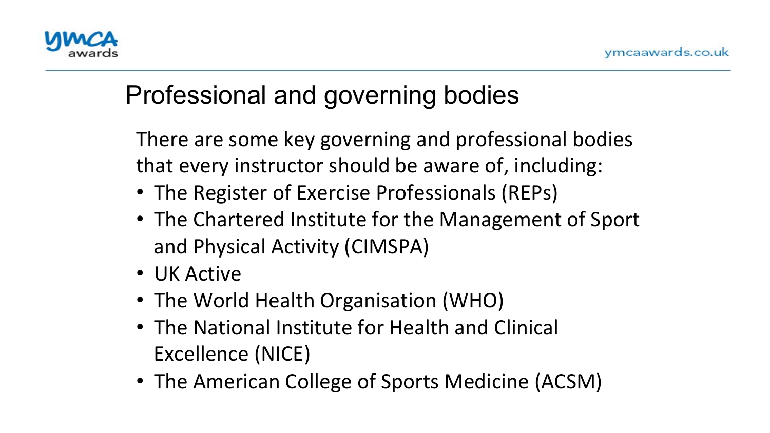# Professional and governing bodies

There are some key governing and professional bodies that every instructor should be aware of, including:

- The Register of Exercise Professionals (REPs)
- The Chartered Institute for the Management of Sport and Physical Activity (CIMSPA)
- UK Active
- The World Health Organisation (WHO)
- The National Institute for Health and Clinical Excellence (NICE)
- The American College of Sports Medicine (ACSM)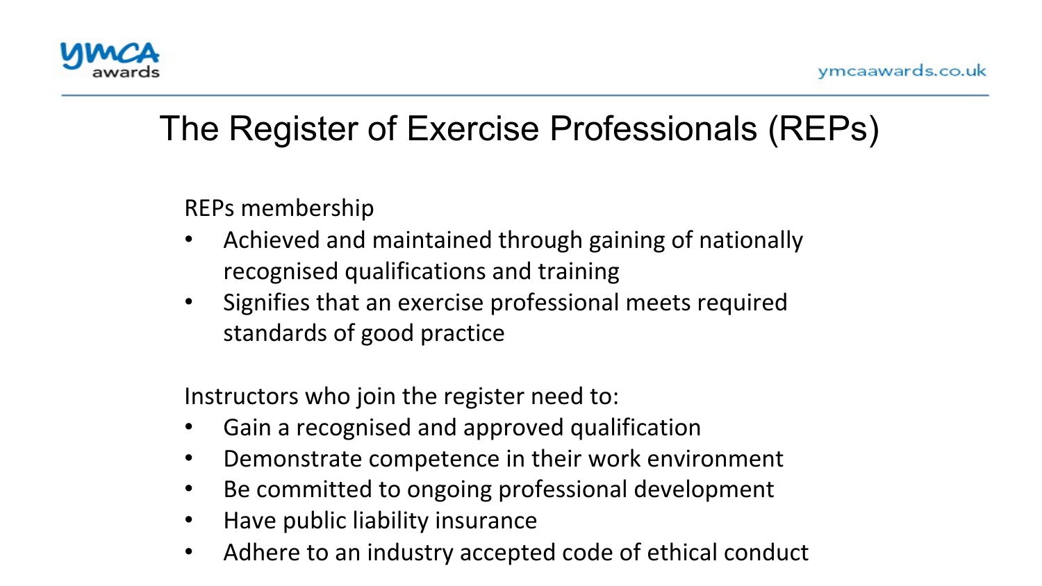# The Register of Exercise Professionals (REPs)

REPs membership

- Achieved and maintained through gaining of nationally recognised qualifications and training
- Signifies that an exercise professional meets required standards of good practice

Instructors who join the register need to:

- Gain a recognised and approved qualification
- Demonstrate competence in their work environment
- Be committed to ongoing professional development
- Have public liability insurance
- Adhere to an industry accepted code of ethical conduct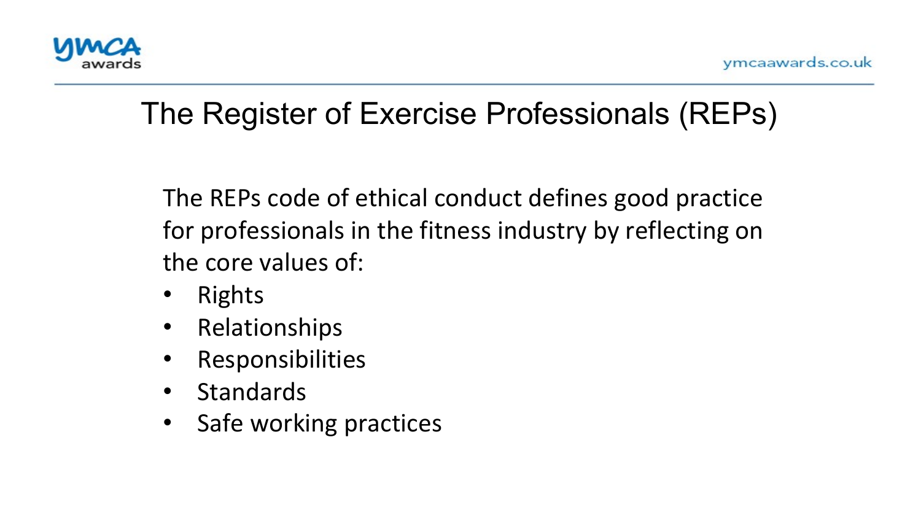# The Register of Exercise Professionals (REPs)

The REPs code of ethical conduct defines good practice for professionals in the fitness industry by reflecting on the core values of:

- Rights
- Relationships
- Responsibilities
- Standards
- Safe working practices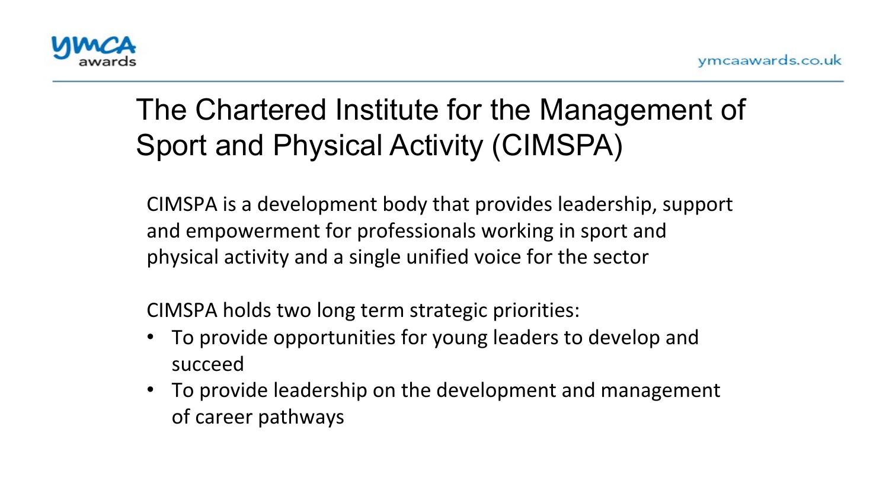# The Chartered Institute for the Management of Sport and Physical Activity (CIMSPA)

CIMSPA is a development body that provides leadership, support and empowerment for professionals working in sport and physical activity and a single unified voice for the sector

CIMSPA holds two long term strategic priorities:

- To provide opportunities for young leaders to develop and succeed
- To provide leadership on the development and management of career pathways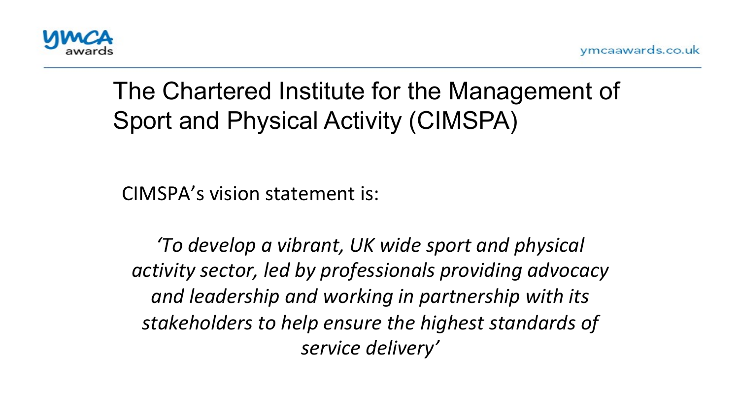# The Chartered Institute for the Management of Sport and Physical Activity (CIMSPA)

CIMSPA's vision statement is:

*'To develop a vibrant, UK wide sport and physical activity sector, led by professionals providing advocacy and leadership and working in partnership with its stakeholders to help ensure the highest standards of service delivery'*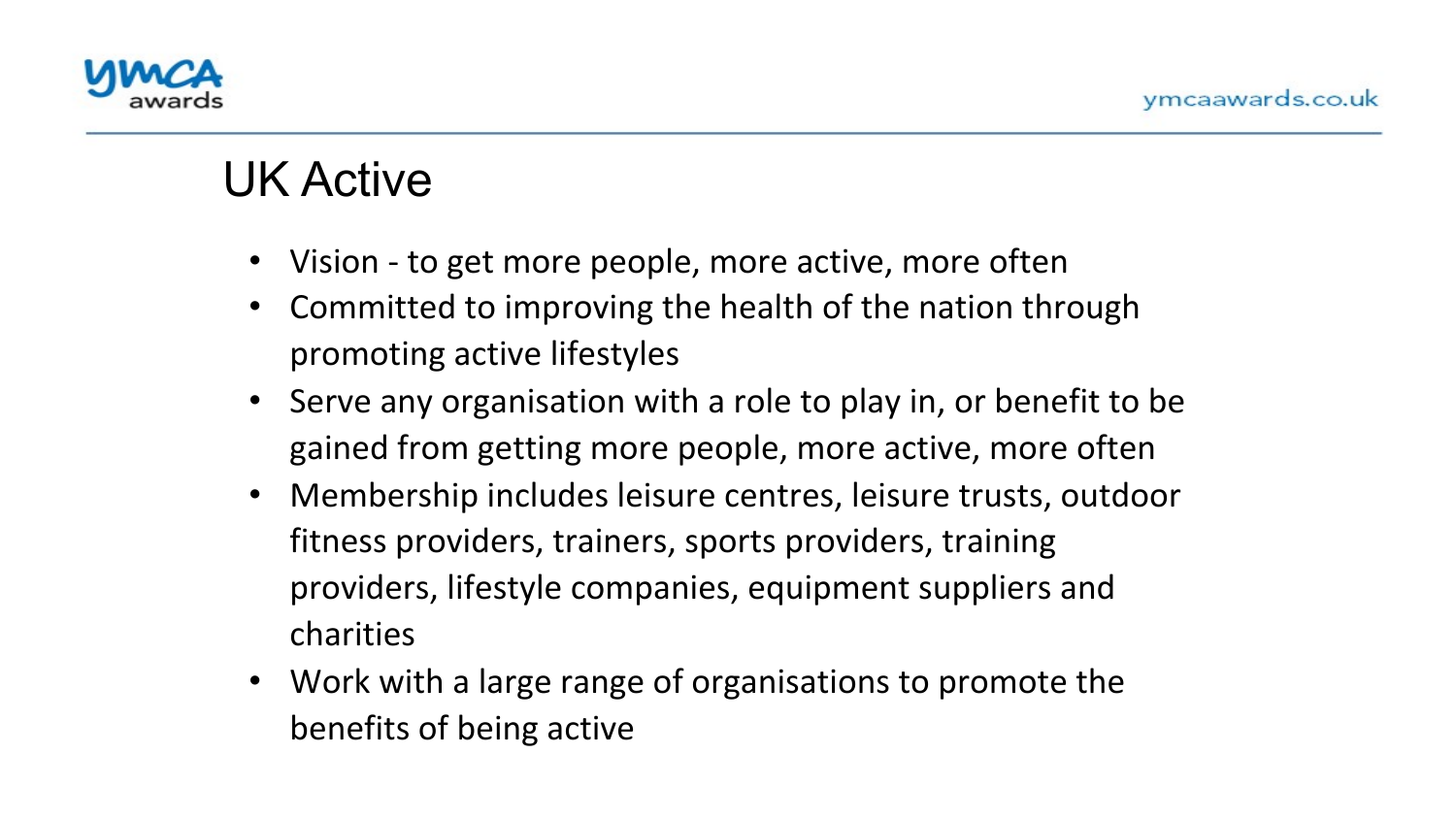# UK Active

- Vision - to get more people, more active, more often
- Committed to improving the health of the nation through promoting active lifestyles
- Serve any organisation with a role to play in, or benefit to be gained from getting more people, more active, more often
- Membership includes leisure centres, leisure trusts, outdoor fitness providers, trainers, sports providers, training providers, lifestyle companies, equipment suppliers and charities
- Work with a large range of organisations to promote the benefits of being active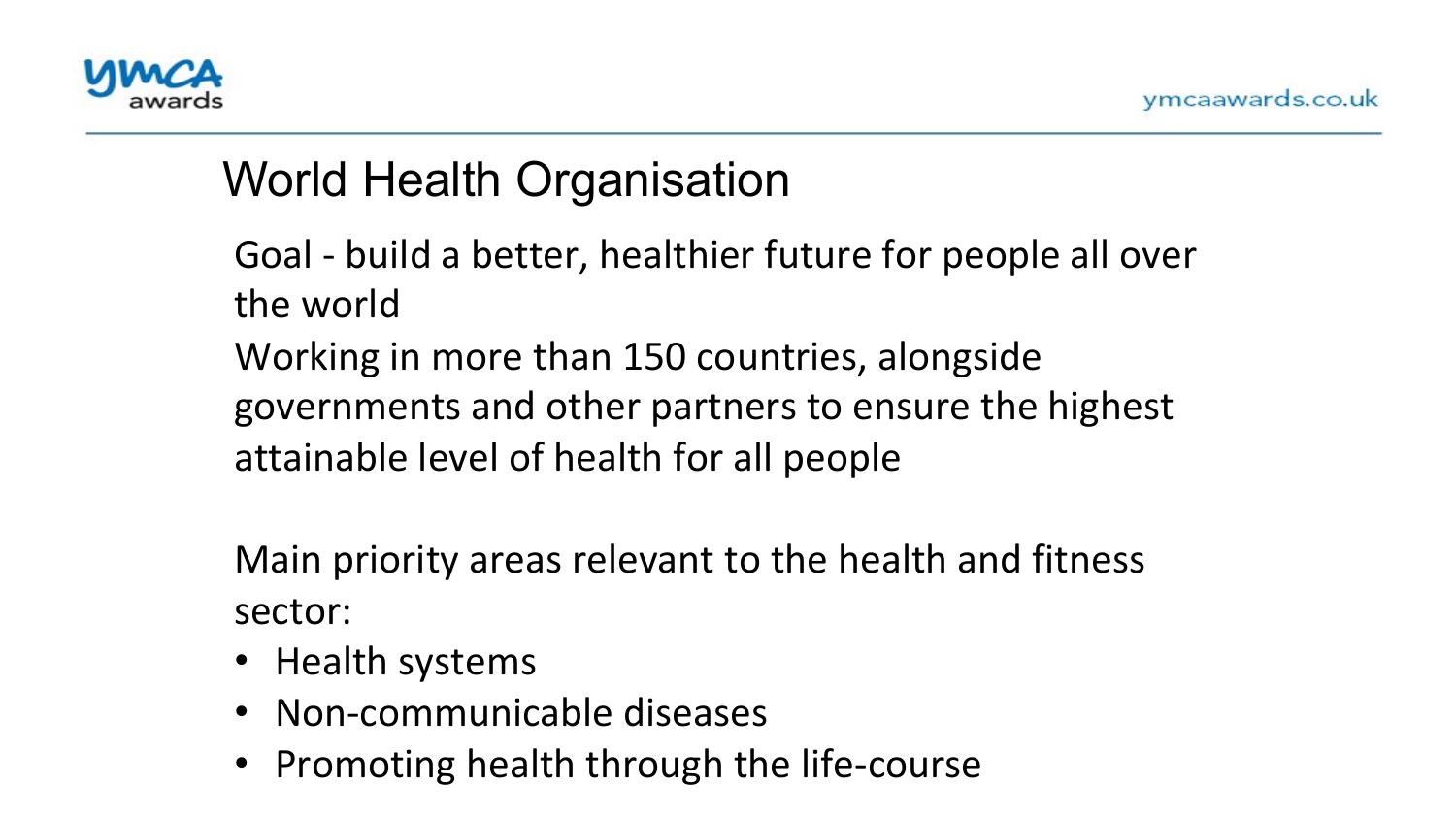# World Health Organisation

Goal - build a better, healthier future for people all over the world

Working in more than 150 countries, alongside governments and other partners to ensure the highest attainable level of health for all people

Main priority areas relevant to the health and fitness sector:

- Health systems
- Non-communicable diseases
- Promoting health through the life-course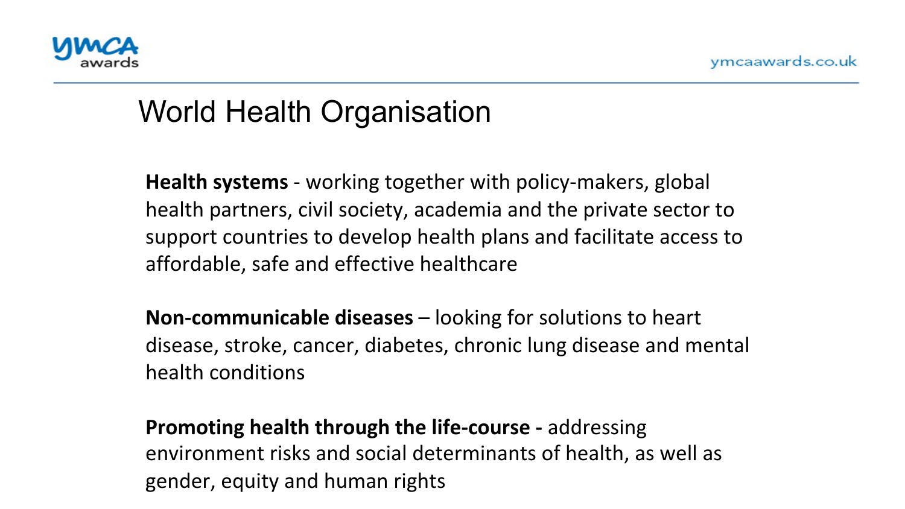# World Health Organisation

**Health systems** - working together with policy-makers, global health partners, civil society, academia and the private sector to support countries to develop health plans and facilitate access to affordable, safe and effective healthcare

**Non-communicable diseases** – looking for solutions to heart disease, stroke, cancer, diabetes, chronic lung disease and mental health conditions

**Promoting health through the life-course -** addressing environment risks and social determinants of health, as well as gender, equity and human rights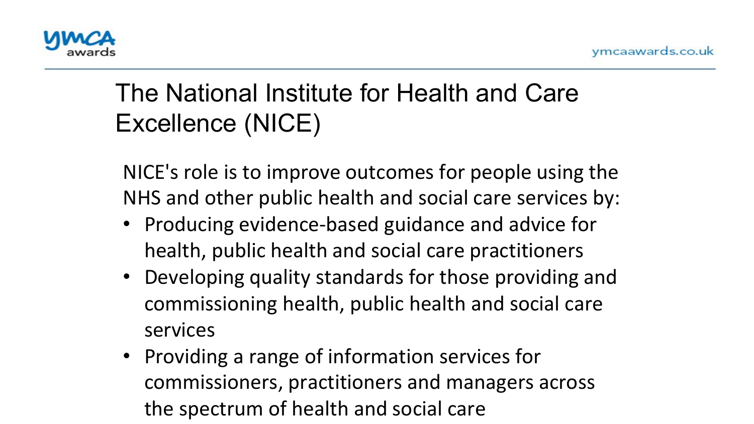# The National Institute for Health and Care Excellence (NICE)

NICE's role is to improve outcomes for people using the NHS and other public health and social care services by:

- Producing evidence-based guidance and advice for health, public health and social care practitioners
- Developing quality standards for those providing and commissioning health, public health and social care services
- Providing a range of information services for commissioners, practitioners and managers across the spectrum of health and social care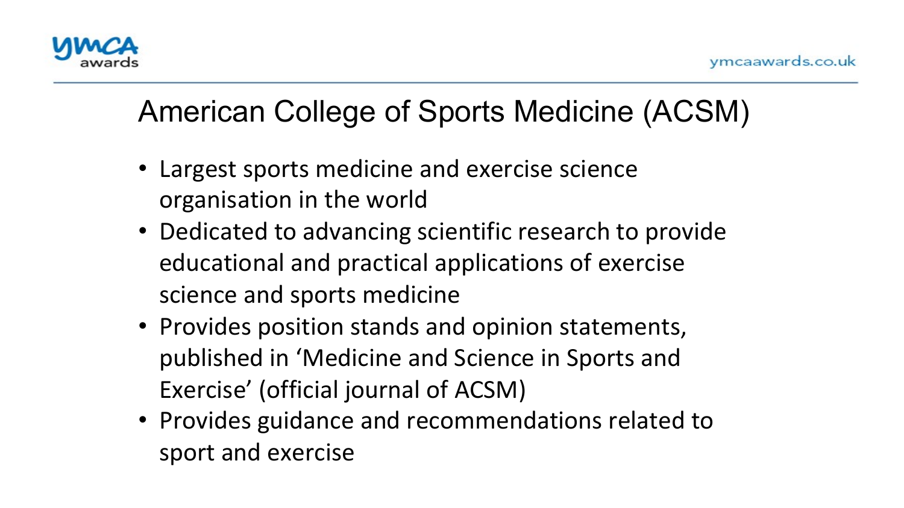# American College of Sports Medicine (ACSM)

- Largest sports medicine and exercise science organisation in the world
- Dedicated to advancing scientific research to provide educational and practical applications of exercise science and sports medicine
- Provides position stands and opinion statements, published in 'Medicine and Science in Sports and Exercise' (official journal of ACSM)
- Provides guidance and recommendations related to sport and exercise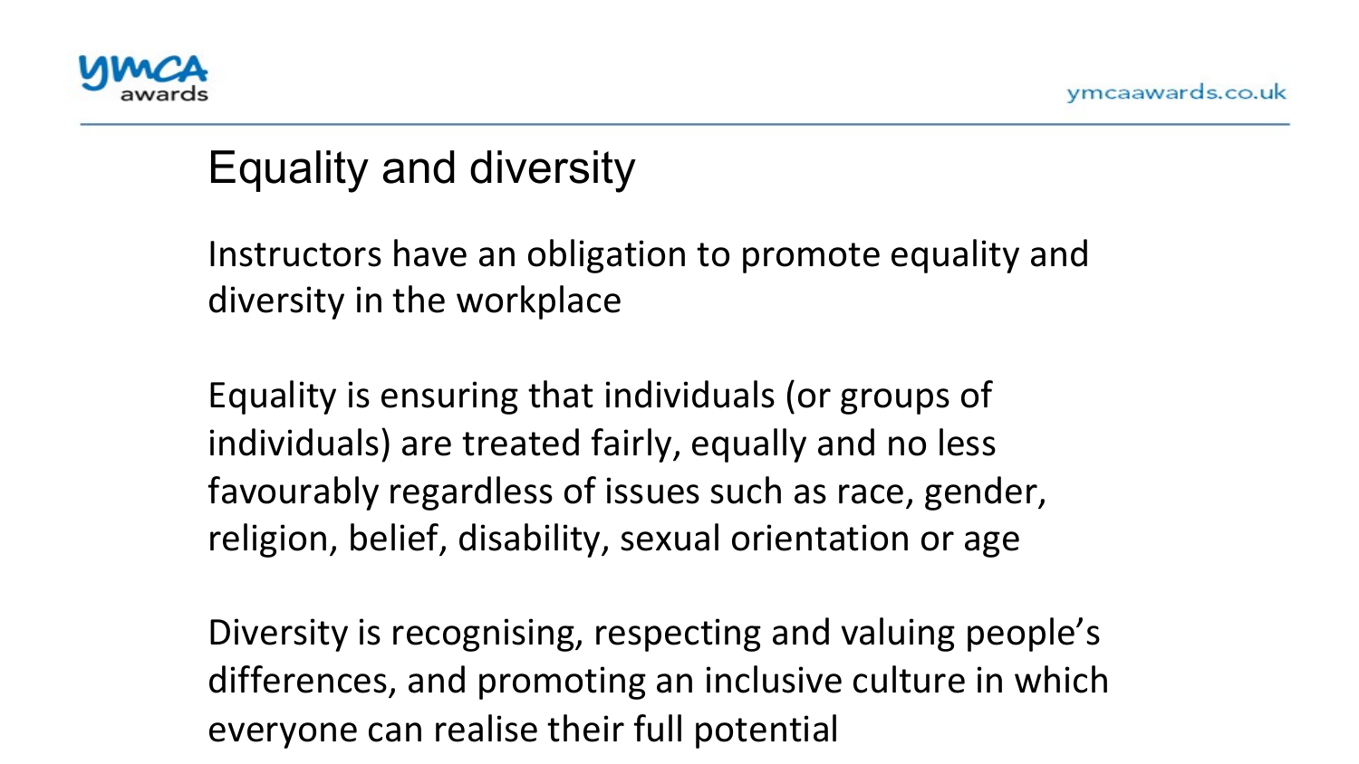# Equality and diversity

Instructors have an obligation to promote equality and diversity in the workplace

Equality is ensuring that individuals (or groups of individuals) are treated fairly, equally and no less favourably regardless of issues such as race, gender, religion, belief, disability, sexual orientation or age

Diversity is recognising, respecting and valuing people's differences, and promoting an inclusive culture in which everyone can realise their full potential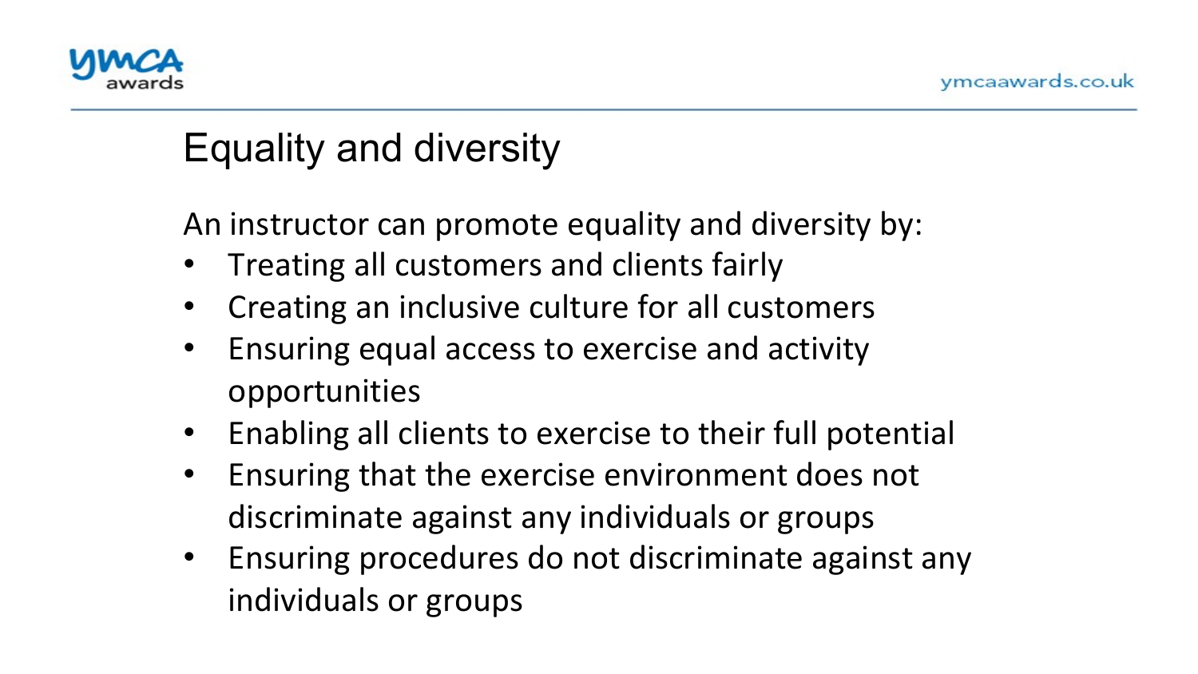# Equality and diversity

An instructor can promote equality and diversity by:

- Treating all customers and clients fairly
- Creating an inclusive culture for all customers
- Ensuring equal access to exercise and activity opportunities
- Enabling all clients to exercise to their full potential
- Ensuring that the exercise environment does not discriminate against any individuals or groups
- Ensuring procedures do not discriminate against any individuals or groups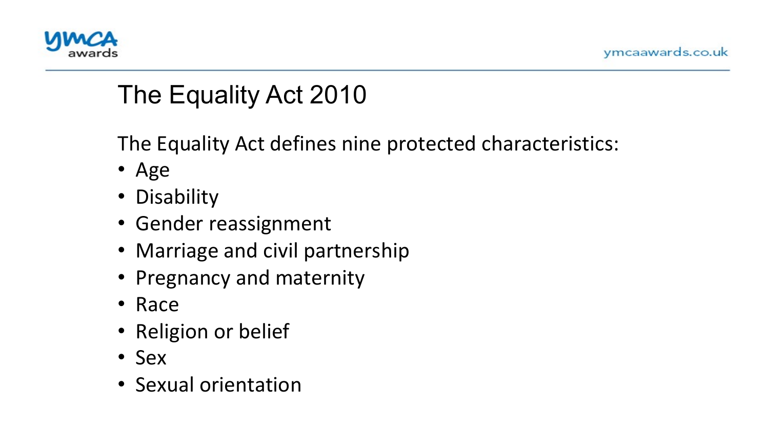# The Equality Act 2010

The Equality Act defines nine protected characteristics:

- Age
- Disability
- Gender reassignment
- Marriage and civil partnership
- Pregnancy and maternity
- Race
- Religion or belief
- Sex
- Sexual orientation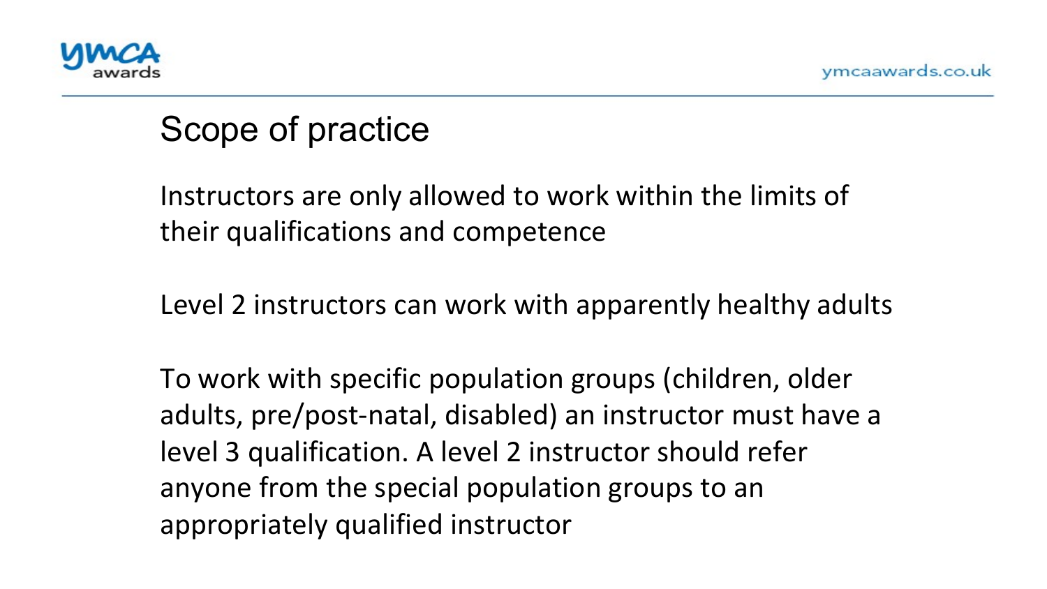# Scope of practice

Instructors are only allowed to work within the limits of their qualifications and competence

Level 2 instructors can work with apparently healthy adults

To work with specific population groups (children, older adults, pre/post-natal, disabled) an instructor must have a level 3 qualification. A level 2 instructor should refer anyone from the special population groups to an appropriately qualified instructor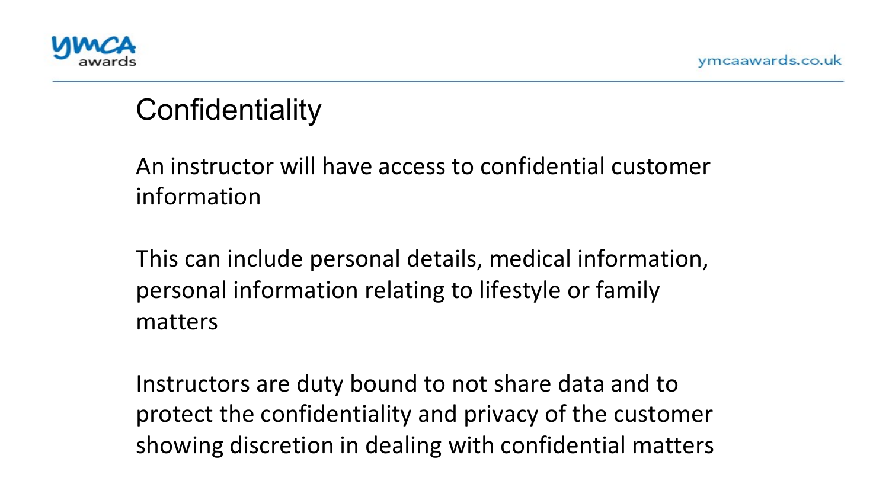# Confidentiality

An instructor will have access to confidential customer information

This can include personal details, medical information, personal information relating to lifestyle or family matters

Instructors are duty bound to not share data and to protect the confidentiality and privacy of the customer showing discretion in dealing with confidential matters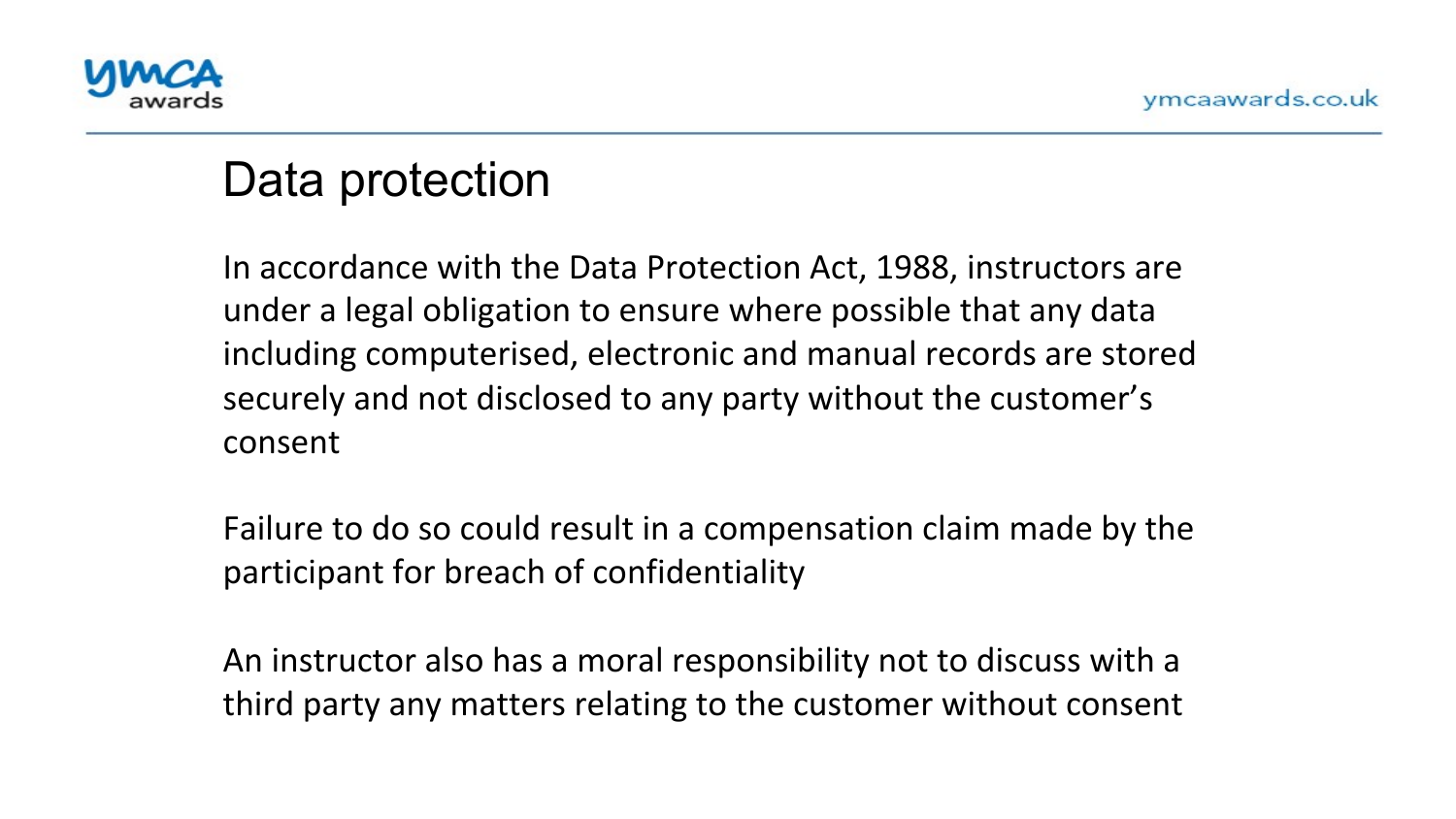# Data protection

In accordance with the Data Protection Act, 1988, instructors are under a legal obligation to ensure where possible that any data including computerised, electronic and manual records are stored securely and not disclosed to any party without the customer's consent

Failure to do so could result in a compensation claim made by the participant for breach of confidentiality

An instructor also has a moral responsibility not to discuss with a third party any matters relating to the customer without consent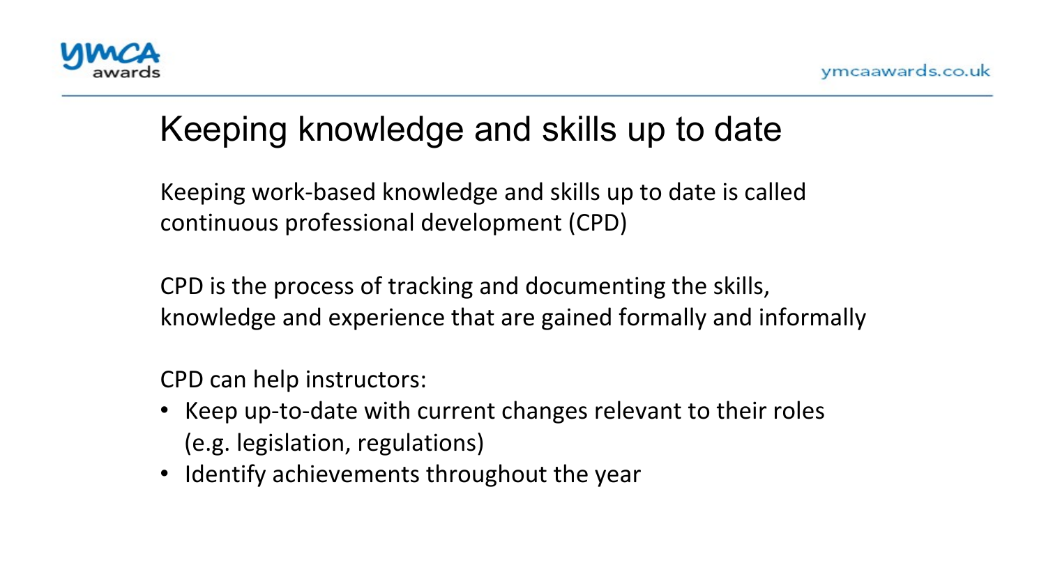# Keeping knowledge and skills up to date

Keeping work-based knowledge and skills up to date is called continuous professional development (CPD)

CPD is the process of tracking and documenting the skills, knowledge and experience that are gained formally and informally

CPD can help instructors:

- Keep up-to-date with current changes relevant to their roles (e.g. legislation, regulations)
- Identify achievements throughout the year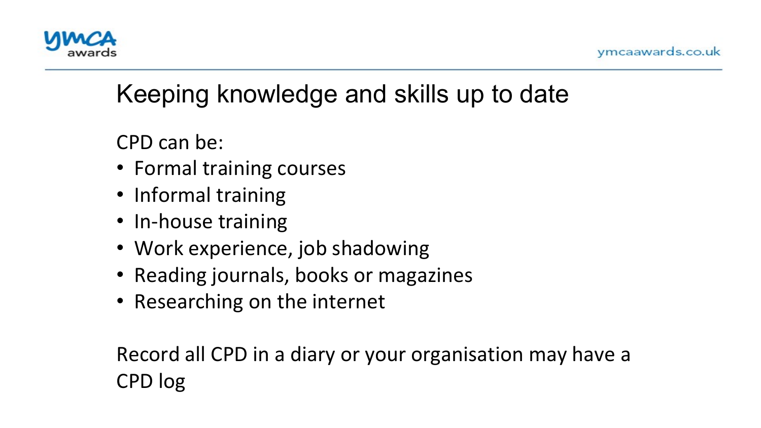# Keeping knowledge and skills up to date

CPD can be:

- Formal training courses
- Informal training
- In-house training
- Work experience, job shadowing
- Reading journals, books or magazines
- Researching on the internet

Record all CPD in a diary or your organisation may have a CPD log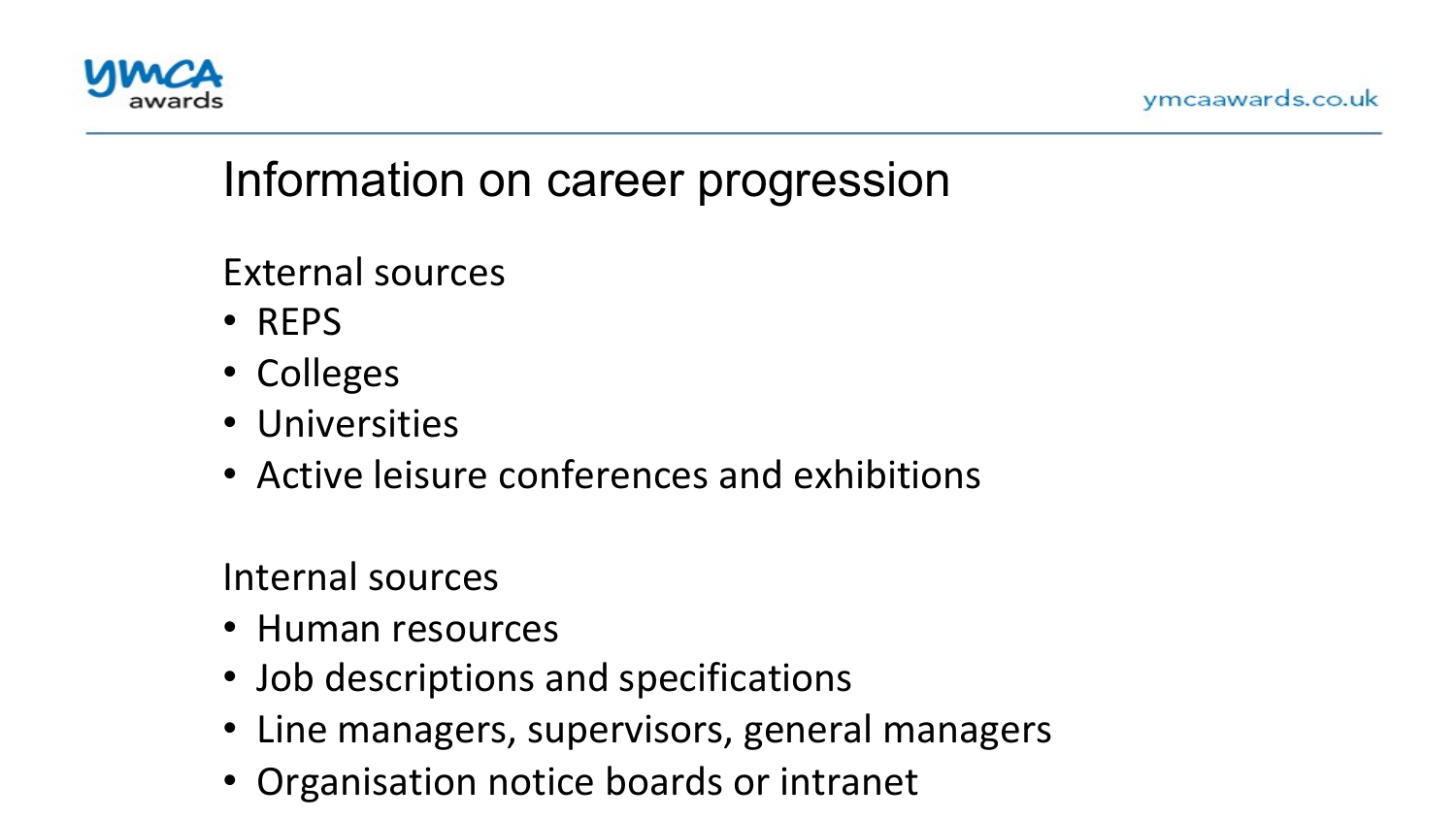# Information on career progression

External sources

- REPS
- Colleges
- Universities
- Active leisure conferences and exhibitions

Internal sources

- Human resources
- Job descriptions and specifications
- Line managers, supervisors, general managers
- Organisation notice boards or intranet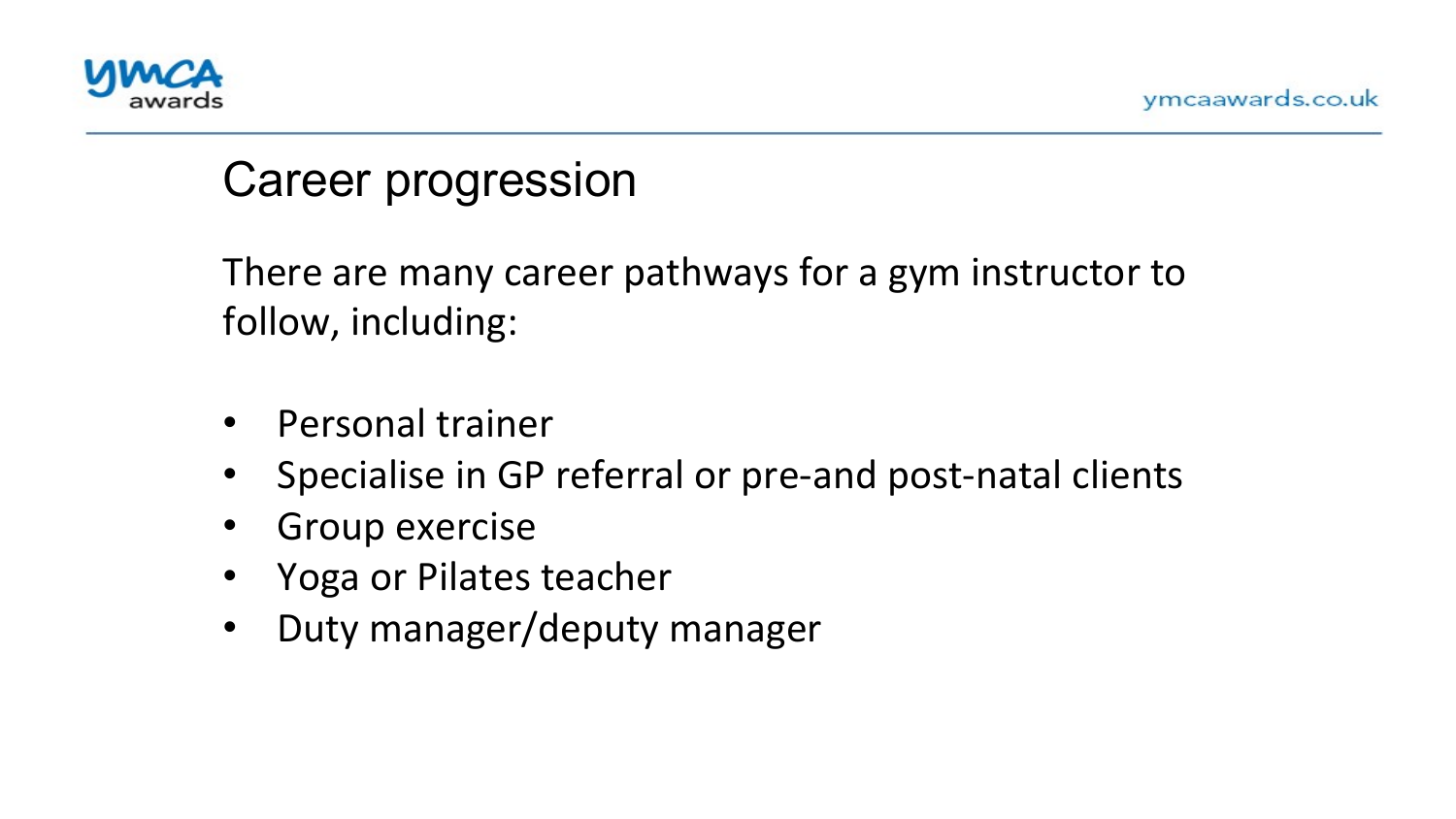## Career progression

There are many career pathways for a gym instructor to follow, including:

- Personal trainer
- Specialise in GP referral or pre-and post-natal clients
- Group exercise
- Yoga or Pilates teacher
- Duty manager/deputy manager